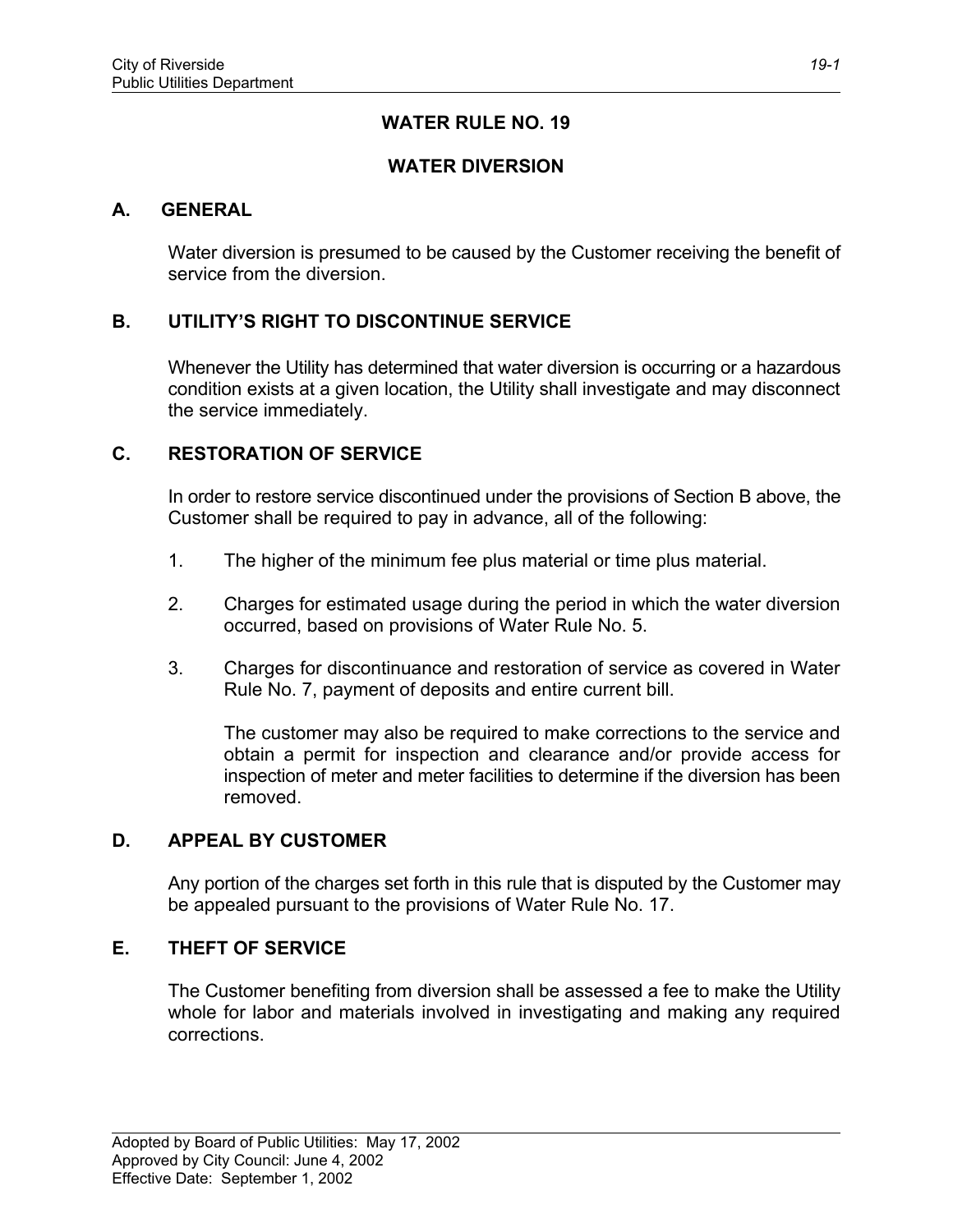# WATER RULE NO. 19

## WATER DIVERSION

### A. GENERAL

Water diversion is presumed to be caused by the Customer receiving the benefit of service from the diversion.

### B. UTILITY'S RIGHT TO DISCONTINUE SERVICE

Whenever the Utility has determined that water diversion is occurring or a hazardous condition exists at a given location, the Utility shall investigate and may disconnect the service immediately.

### C. RESTORATION OF SERVICE

In order to restore service discontinued under the provisions of Section B above, the Customer shall be required to pay in advance, all of the following:

1. The higher of the minimum fee plus material or time plus material.

2. Charges for estimated usage during the period in which the water diversion occurred, based on provisions of Water Rule No. 5.

3. Charges for discontinuance and restoration of service as covered in Water Rule No. 7, payment of deposits and entire current bill.

   The customer may also be required to make corrections to the service and obtain a permit for inspection and clearance and/or provide access for inspection of meter and meter facilities to determine if the diversion has been removed.

### D. APPEAL BY CUSTOMER

Any portion of the charges set forth in this rule that is disputed by the Customer may be appealed pursuant to the provisions of Water Rule No. 17.

### E. THEFT OF SERVICE

The Customer benefiting from diversion shall be assessed a fee to make the Utility whole for labor and materials involved in investigating and making any required corrections.

Adopted by Board of Public Utilities: May 17, 2002
Approved by City Council: June 4, 2002
Effective Date: September 1, 2002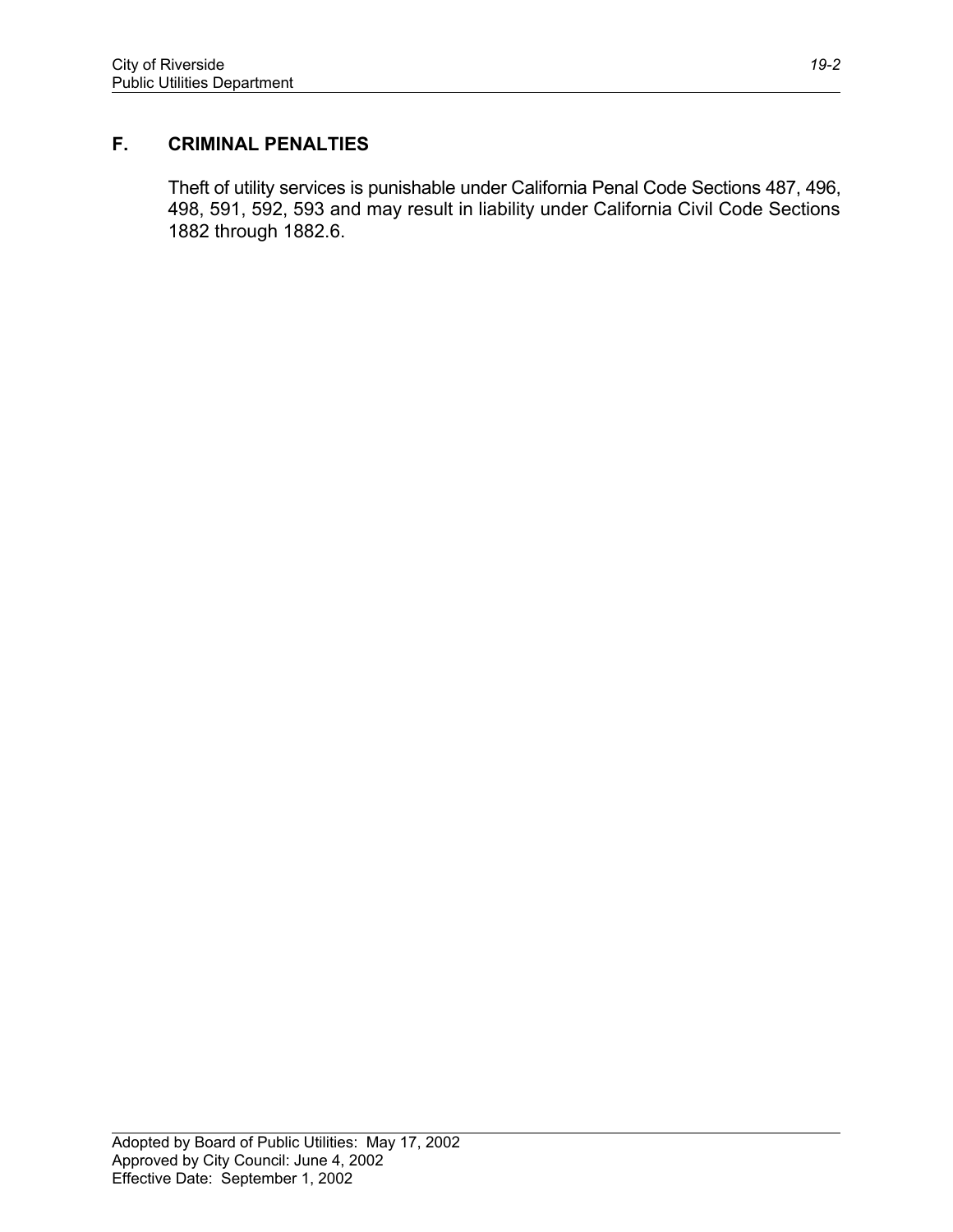## F. CRIMINAL PENALTIES

Theft of utility services is punishable under California Penal Code Sections 487, 496, 498, 591, 592, 593 and may result in liability under California Civil Code Sections 1882 through 1882.6.

Adopted by Board of Public Utilities: May 17, 2002
Approved by City Council: June 4, 2002
Effective Date: September 1, 2002